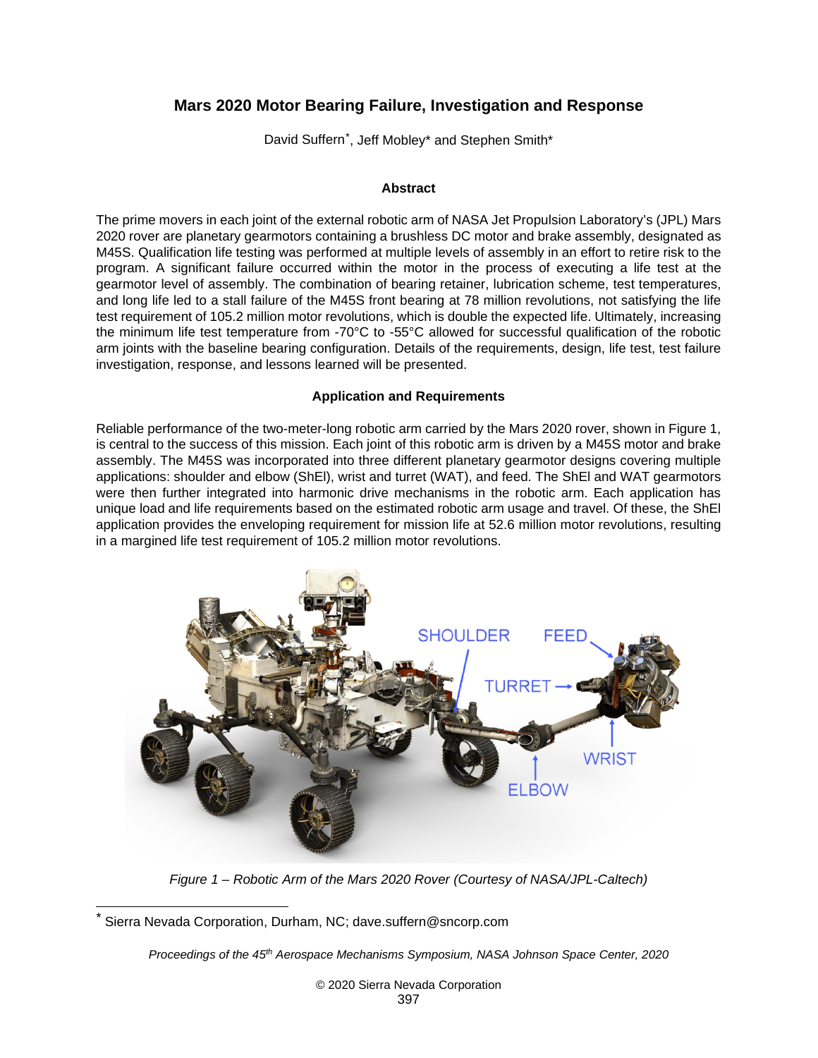# Mars 2020 Motor Bearing Failure, Investigation and Response

David Suffern*, Jeff Mobley* and Stephen Smith*

## Abstract

The prime movers in each joint of the external robotic arm of NASA Jet Propulsion Laboratory's (JPL) Mars 2020 rover are planetary gearmotors containing a brushless DC motor and brake assembly, designated as M45S. Qualification life testing was performed at multiple levels of assembly in an effort to retire risk to the program. A significant failure occurred within the motor in the process of executing a life test at the gearmotor level of assembly. The combination of bearing retainer, lubrication scheme, test temperatures, and long life led to a stall failure of the M45S front bearing at 78 million revolutions, not satisfying the life test requirement of 105.2 million motor revolutions, which is double the expected life. Ultimately, increasing the minimum life test temperature from -70°C to -55°C allowed for successful qualification of the robotic arm joints with the baseline bearing configuration. Details of the requirements, design, life test, test failure investigation, response, and lessons learned will be presented.

## Application and Requirements

Reliable performance of the two-meter-long robotic arm carried by the Mars 2020 rover, shown in Figure 1, is central to the success of this mission. Each joint of this robotic arm is driven by a M45S motor and brake assembly. The M45S was incorporated into three different planetary gearmotor designs covering multiple applications: shoulder and elbow (ShEl), wrist and turret (WAT), and feed. The ShEl and WAT gearmotors were then further integrated into harmonic drive mechanisms in the robotic arm. Each application has unique load and life requirements based on the estimated robotic arm usage and travel. Of these, the ShEl application provides the enveloping requirement for mission life at 52.6 million motor revolutions, resulting in a margined life test requirement of 105.2 million motor revolutions.

*Figure 1 – Robotic Arm of the Mars 2020 Rover (Courtesy of NASA/JPL-Caltech)*

\* Sierra Nevada Corporation, Durham, NC; dave.suffern@sncorp.com

*Proceedings of the 45th Aerospace Mechanisms Symposium, NASA Johnson Space Center, 2020*

© 2020 Sierra Nevada Corporation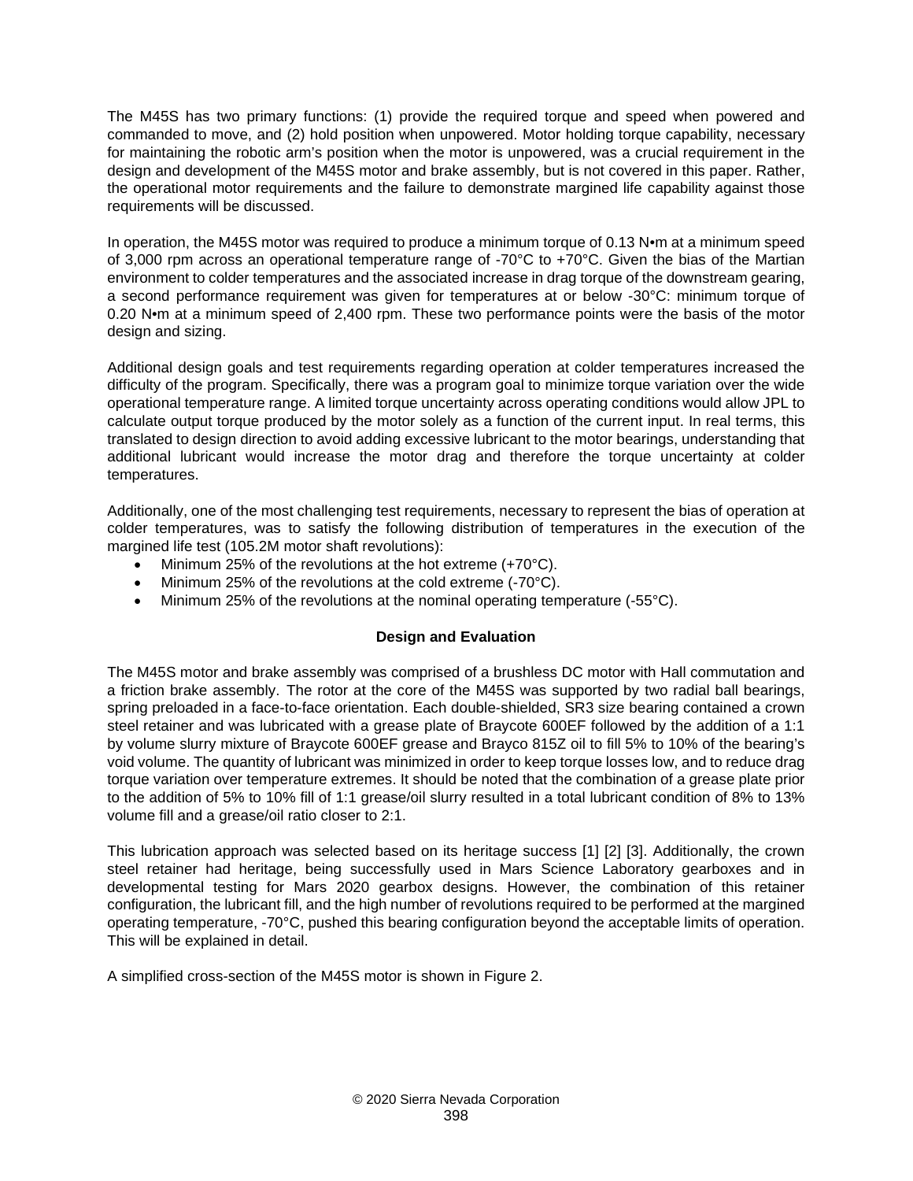The M45S has two primary functions: (1) provide the required torque and speed when powered and commanded to move, and (2) hold position when unpowered. Motor holding torque capability, necessary for maintaining the robotic arm's position when the motor is unpowered, was a crucial requirement in the design and development of the M45S motor and brake assembly, but is not covered in this paper. Rather, the operational motor requirements and the failure to demonstrate margined life capability against those requirements will be discussed.

In operation, the M45S motor was required to produce a minimum torque of 0.13 N•m at a minimum speed of 3,000 rpm across an operational temperature range of -70°C to +70°C. Given the bias of the Martian environment to colder temperatures and the associated increase in drag torque of the downstream gearing, a second performance requirement was given for temperatures at or below -30°C: minimum torque of 0.20 N•m at a minimum speed of 2,400 rpm. These two performance points were the basis of the motor design and sizing.

Additional design goals and test requirements regarding operation at colder temperatures increased the difficulty of the program. Specifically, there was a program goal to minimize torque variation over the wide operational temperature range. A limited torque uncertainty across operating conditions would allow JPL to calculate output torque produced by the motor solely as a function of the current input. In real terms, this translated to design direction to avoid adding excessive lubricant to the motor bearings, understanding that additional lubricant would increase the motor drag and therefore the torque uncertainty at colder temperatures.

Additionally, one of the most challenging test requirements, necessary to represent the bias of operation at colder temperatures, was to satisfy the following distribution of temperatures in the execution of the margined life test (105.2M motor shaft revolutions):

- Minimum 25% of the revolutions at the hot extreme (+70°C).
- Minimum 25% of the revolutions at the cold extreme (-70°C).
- Minimum 25% of the revolutions at the nominal operating temperature (-55°C).

**Design and Evaluation**

The M45S motor and brake assembly was comprised of a brushless DC motor with Hall commutation and a friction brake assembly. The rotor at the core of the M45S was supported by two radial ball bearings, spring preloaded in a face-to-face orientation. Each double-shielded, SR3 size bearing contained a crown steel retainer and was lubricated with a grease plate of Braycote 600EF followed by the addition of a 1:1 by volume slurry mixture of Braycote 600EF grease and Brayco 815Z oil to fill 5% to 10% of the bearing's void volume. The quantity of lubricant was minimized in order to keep torque losses low, and to reduce drag torque variation over temperature extremes. It should be noted that the combination of a grease plate prior to the addition of 5% to 10% fill of 1:1 grease/oil slurry resulted in a total lubricant condition of 8% to 13% volume fill and a grease/oil ratio closer to 2:1.

This lubrication approach was selected based on its heritage success [1] [2] [3]. Additionally, the crown steel retainer had heritage, being successfully used in Mars Science Laboratory gearboxes and in developmental testing for Mars 2020 gearbox designs. However, the combination of this retainer configuration, the lubricant fill, and the high number of revolutions required to be performed at the margined operating temperature, -70°C, pushed this bearing configuration beyond the acceptable limits of operation. This will be explained in detail.

A simplified cross-section of the M45S motor is shown in Figure 2.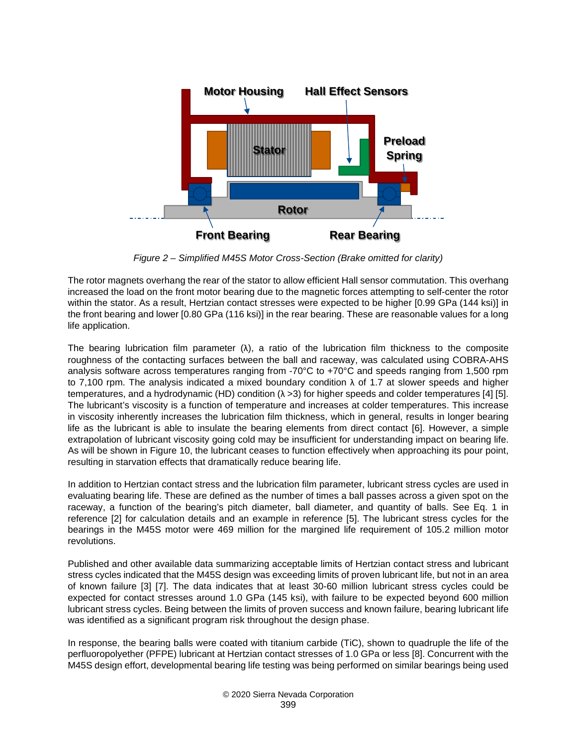*Figure 2 – Simplified M45S Motor Cross-Section (Brake omitted for clarity)*

The rotor magnets overhang the rear of the stator to allow efficient Hall sensor commutation. This overhang increased the load on the front motor bearing due to the magnetic forces attempting to self-center the rotor within the stator. As a result, Hertzian contact stresses were expected to be higher [0.99 GPa (144 ksi)] in the front bearing and lower [0.80 GPa (116 ksi)] in the rear bearing. These are reasonable values for a long life application.

The bearing lubrication film parameter (λ), a ratio of the lubrication film thickness to the composite roughness of the contacting surfaces between the ball and raceway, was calculated using COBRA-AHS analysis software across temperatures ranging from -70°C to +70°C and speeds ranging from 1,500 rpm to 7,100 rpm. The analysis indicated a mixed boundary condition λ of 1.7 at slower speeds and higher temperatures, and a hydrodynamic (HD) condition (λ >3) for higher speeds and colder temperatures [4] [5]. The lubricant's viscosity is a function of temperature and increases at colder temperatures. This increase in viscosity inherently increases the lubrication film thickness, which in general, results in longer bearing life as the lubricant is able to insulate the bearing elements from direct contact [6]. However, a simple extrapolation of lubricant viscosity going cold may be insufficient for understanding impact on bearing life. As will be shown in Figure 10, the lubricant ceases to function effectively when approaching its pour point, resulting in starvation effects that dramatically reduce bearing life.

In addition to Hertzian contact stress and the lubrication film parameter, lubricant stress cycles are used in evaluating bearing life. These are defined as the number of times a ball passes across a given spot on the raceway, a function of the bearing's pitch diameter, ball diameter, and quantity of balls. See Eq. 1 in reference [2] for calculation details and an example in reference [5]. The lubricant stress cycles for the bearings in the M45S motor were 469 million for the margined life requirement of 105.2 million motor revolutions.

Published and other available data summarizing acceptable limits of Hertzian contact stress and lubricant stress cycles indicated that the M45S design was exceeding limits of proven lubricant life, but not in an area of known failure [3] [7]. The data indicates that at least 30-60 million lubricant stress cycles could be expected for contact stresses around 1.0 GPa (145 ksi), with failure to be expected beyond 600 million lubricant stress cycles. Being between the limits of proven success and known failure, bearing lubricant life was identified as a significant program risk throughout the design phase.

In response, the bearing balls were coated with titanium carbide (TiC), shown to quadruple the life of the perfluoropolyether (PFPE) lubricant at Hertzian contact stresses of 1.0 GPa or less [8]. Concurrent with the M45S design effort, developmental bearing life testing was being performed on similar bearings being used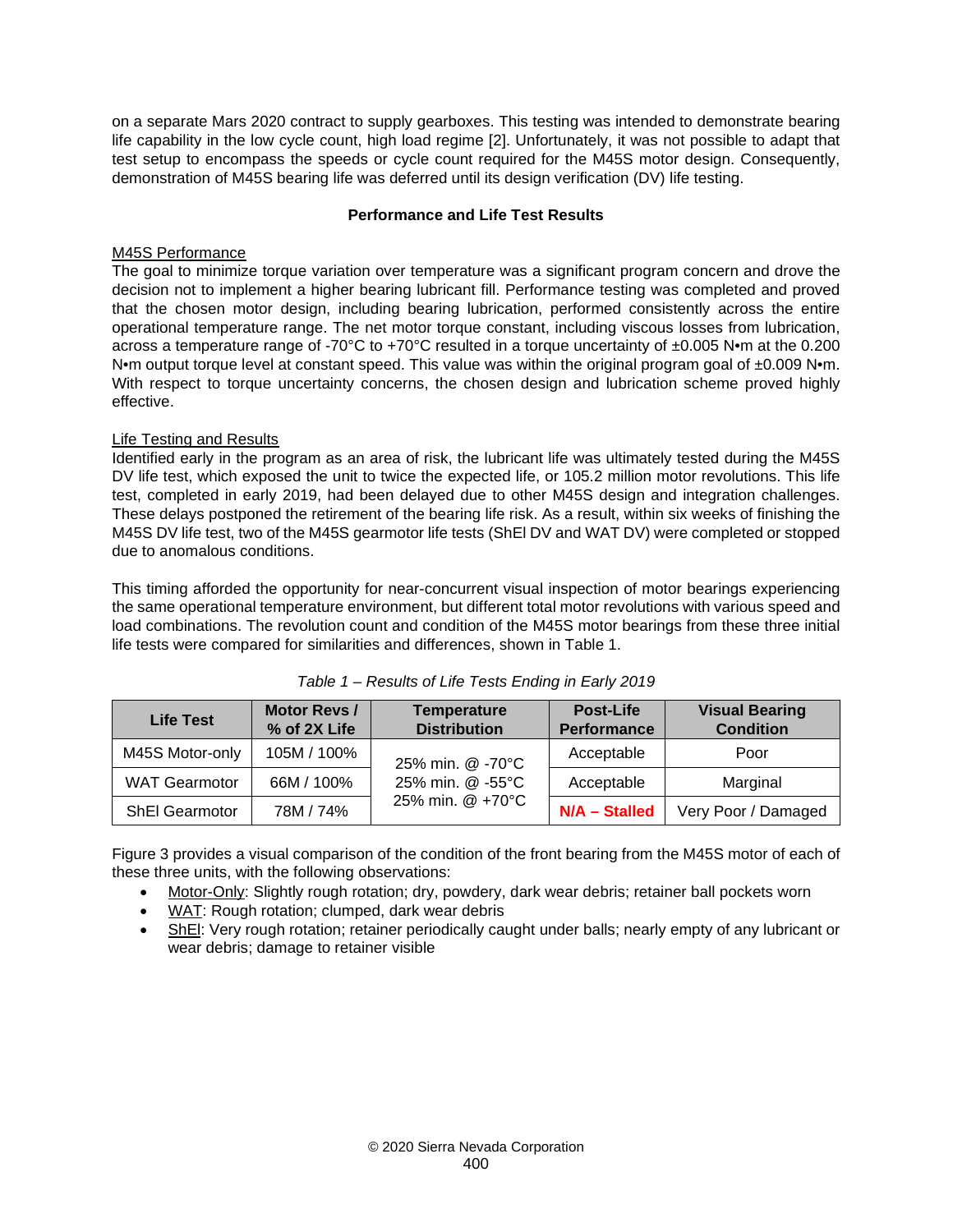on a separate Mars 2020 contract to supply gearboxes. This testing was intended to demonstrate bearing life capability in the low cycle count, high load regime [2]. Unfortunately, it was not possible to adapt that test setup to encompass the speeds or cycle count required for the M45S motor design. Consequently, demonstration of M45S bearing life was deferred until its design verification (DV) life testing.

## Performance and Life Test Results

### M45S Performance

The goal to minimize torque variation over temperature was a significant program concern and drove the decision not to implement a higher bearing lubricant fill. Performance testing was completed and proved that the chosen motor design, including bearing lubrication, performed consistently across the entire operational temperature range. The net motor torque constant, including viscous losses from lubrication, across a temperature range of -70°C to +70°C resulted in a torque uncertainty of ±0.005 N•m at the 0.200 N•m output torque level at constant speed. This value was within the original program goal of ±0.009 N•m. With respect to torque uncertainty concerns, the chosen design and lubrication scheme proved highly effective.

### Life Testing and Results

Identified early in the program as an area of risk, the lubricant life was ultimately tested during the M45S DV life test, which exposed the unit to twice the expected life, or 105.2 million motor revolutions. This life test, completed in early 2019, had been delayed due to other M45S design and integration challenges. These delays postponed the retirement of the bearing life risk. As a result, within six weeks of finishing the M45S DV life test, two of the M45S gearmotor life tests (ShEl DV and WAT DV) were completed or stopped due to anomalous conditions.

This timing afforded the opportunity for near-concurrent visual inspection of motor bearings experiencing the same operational temperature environment, but different total motor revolutions with various speed and load combinations. The revolution count and condition of the M45S motor bearings from these three initial life tests were compared for similarities and differences, shown in Table 1.

*Table 1 – Results of Life Tests Ending in Early 2019*

| Life Test | Motor Revs / % of 2X Life | Temperature Distribution | Post-Life Performance | Visual Bearing Condition |
|---|---|---|---|---|
| M45S Motor-only | 105M / 100% | 25% min. @ -70°C<br>25% min. @ -55°C<br>25% min. @ +70°C | Acceptable | Poor |
| WAT Gearmotor | 66M / 100% | | Acceptable | Marginal |
| ShEl Gearmotor | 78M / 74% | | **N/A – Stalled** | Very Poor / Damaged |

Figure 3 provides a visual comparison of the condition of the front bearing from the M45S motor of each of these three units, with the following observations:

- Motor-Only: Slightly rough rotation; dry, powdery, dark wear debris; retainer ball pockets worn
- WAT: Rough rotation; clumped, dark wear debris
- ShEl: Very rough rotation; retainer periodically caught under balls; nearly empty of any lubricant or wear debris; damage to retainer visible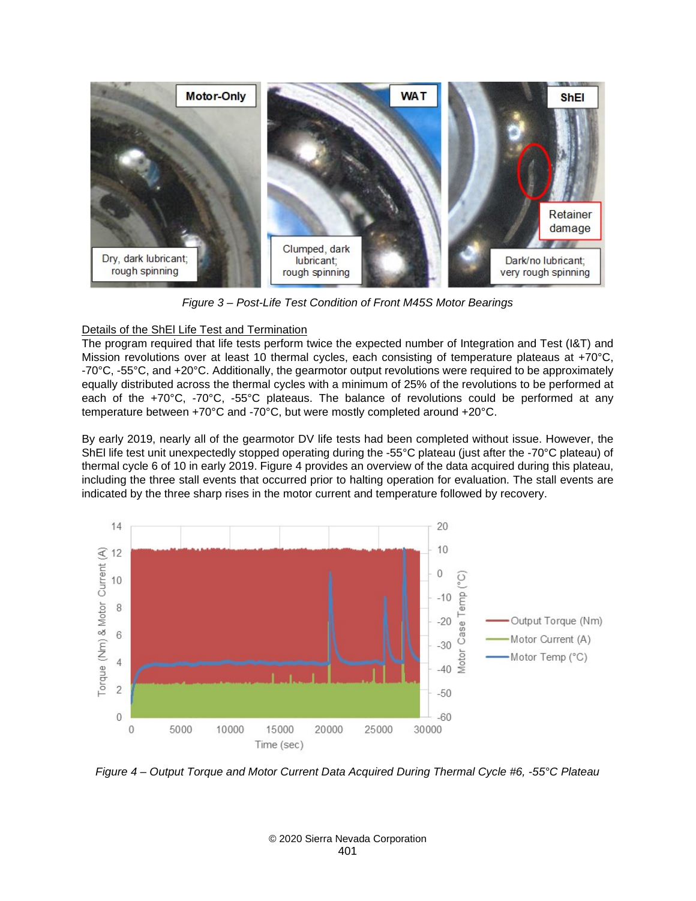*Figure 3 – Post-Life Test Condition of Front M45S Motor Bearings*

Details of the ShEl Life Test and Termination

The program required that life tests perform twice the expected number of Integration and Test (I&T) and Mission revolutions over at least 10 thermal cycles, each consisting of temperature plateaus at +70°C, -70°C, -55°C, and +20°C. Additionally, the gearmotor output revolutions were required to be approximately equally distributed across the thermal cycles with a minimum of 25% of the revolutions to be performed at each of the +70°C, -70°C, -55°C plateaus. The balance of revolutions could be performed at any temperature between +70°C and -70°C, but were mostly completed around +20°C.

By early 2019, nearly all of the gearmotor DV life tests had been completed without issue. However, the ShEl life test unit unexpectedly stopped operating during the -55°C plateau (just after the -70°C plateau) of thermal cycle 6 of 10 in early 2019. Figure 4 provides an overview of the data acquired during this plateau, including the three stall events that occurred prior to halting operation for evaluation. The stall events are indicated by the three sharp rises in the motor current and temperature followed by recovery.

*Figure 4 – Output Torque and Motor Current Data Acquired During Thermal Cycle #6, -55°C Plateau*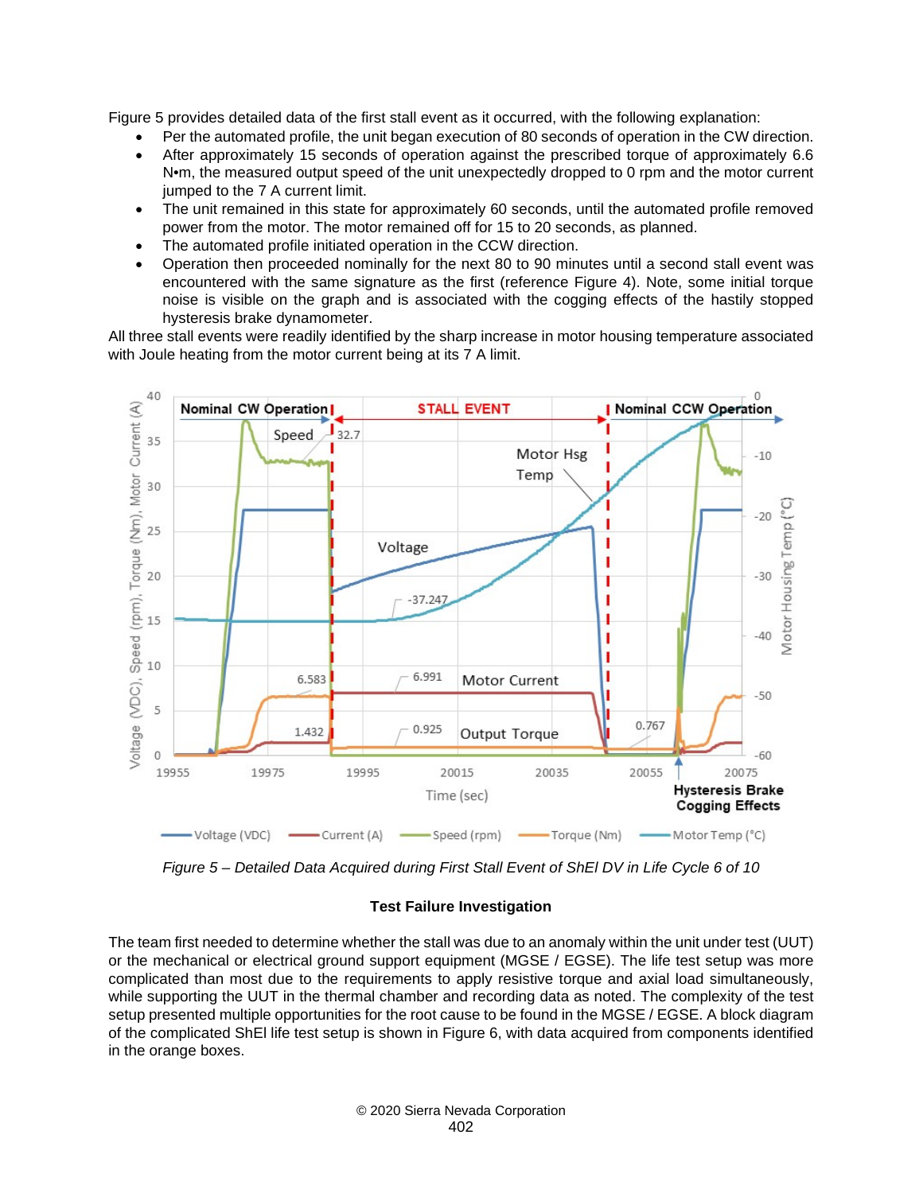Figure 5 provides detailed data of the first stall event as it occurred, with the following explanation:

- Per the automated profile, the unit began execution of 80 seconds of operation in the CW direction.
- After approximately 15 seconds of operation against the prescribed torque of approximately 6.6 N•m, the measured output speed of the unit unexpectedly dropped to 0 rpm and the motor current jumped to the 7 A current limit.
- The unit remained in this state for approximately 60 seconds, until the automated profile removed power from the motor. The motor remained off for 15 to 20 seconds, as planned.
- The automated profile initiated operation in the CCW direction.
- Operation then proceeded nominally for the next 80 to 90 minutes until a second stall event was encountered with the same signature as the first (reference Figure 4). Note, some initial torque noise is visible on the graph and is associated with the cogging effects of the hastily stopped hysteresis brake dynamometer.

All three stall events were readily identified by the sharp increase in motor housing temperature associated with Joule heating from the motor current being at its 7 A limit.

*Figure 5 – Detailed Data Acquired during First Stall Event of ShEl DV in Life Cycle 6 of 10*

### Test Failure Investigation

The team first needed to determine whether the stall was due to an anomaly within the unit under test (UUT) or the mechanical or electrical ground support equipment (MGSE / EGSE). The life test setup was more complicated than most due to the requirements to apply resistive torque and axial load simultaneously, while supporting the UUT in the thermal chamber and recording data as noted. The complexity of the test setup presented multiple opportunities for the root cause to be found in the MGSE / EGSE. A block diagram of the complicated ShEl life test setup is shown in Figure 6, with data acquired from components identified in the orange boxes.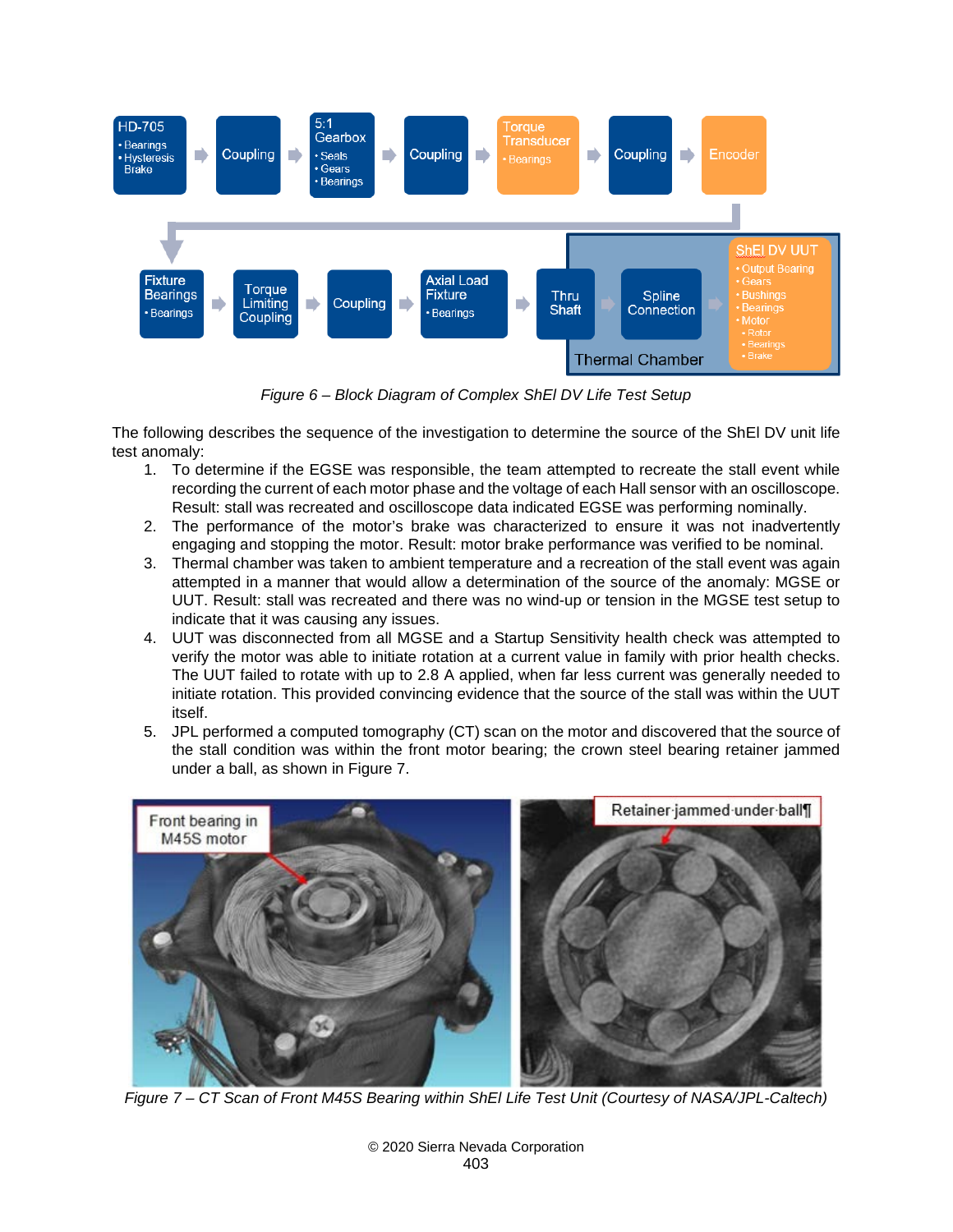*Figure 6 – Block Diagram of Complex ShEl DV Life Test Setup*

The following describes the sequence of the investigation to determine the source of the ShEl DV unit life test anomaly:

1. To determine if the EGSE was responsible, the team attempted to recreate the stall event while recording the current of each motor phase and the voltage of each Hall sensor with an oscilloscope. Result: stall was recreated and oscilloscope data indicated EGSE was performing nominally.
2. The performance of the motor's brake was characterized to ensure it was not inadvertently engaging and stopping the motor. Result: motor brake performance was verified to be nominal.
3. Thermal chamber was taken to ambient temperature and a recreation of the stall event was again attempted in a manner that would allow a determination of the source of the anomaly: MGSE or UUT. Result: stall was recreated and there was no wind-up or tension in the MGSE test setup to indicate that it was causing any issues.
4. UUT was disconnected from all MGSE and a Startup Sensitivity health check was attempted to verify the motor was able to initiate rotation at a current value in family with prior health checks. The UUT failed to rotate with up to 2.8 A applied, when far less current was generally needed to initiate rotation. This provided convincing evidence that the source of the stall was within the UUT itself.
5. JPL performed a computed tomography (CT) scan on the motor and discovered that the source of the stall condition was within the front motor bearing; the crown steel bearing retainer jammed under a ball, as shown in Figure 7.

*Figure 7 – CT Scan of Front M45S Bearing within ShEl Life Test Unit (Courtesy of NASA/JPL-Caltech)*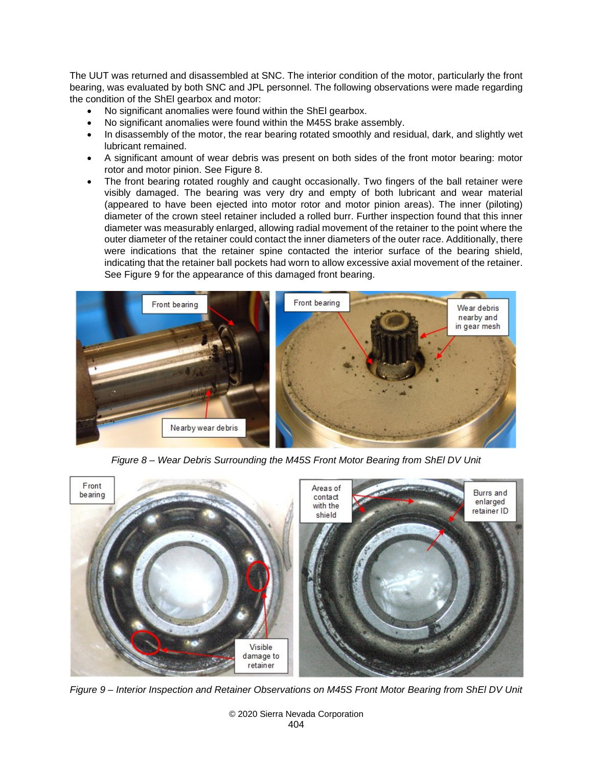The UUT was returned and disassembled at SNC. The interior condition of the motor, particularly the front bearing, was evaluated by both SNC and JPL personnel. The following observations were made regarding the condition of the ShEl gearbox and motor:

- No significant anomalies were found within the ShEl gearbox.
- No significant anomalies were found within the M45S brake assembly.
- In disassembly of the motor, the rear bearing rotated smoothly and residual, dark, and slightly wet lubricant remained.
- A significant amount of wear debris was present on both sides of the front motor bearing: motor rotor and motor pinion. See Figure 8.
- The front bearing rotated roughly and caught occasionally. Two fingers of the ball retainer were visibly damaged. The bearing was very dry and empty of both lubricant and wear material (appeared to have been ejected into motor rotor and motor pinion areas). The inner (piloting) diameter of the crown steel retainer included a rolled burr. Further inspection found that this inner diameter was measurably enlarged, allowing radial movement of the retainer to the point where the outer diameter of the retainer could contact the inner diameters of the outer race. Additionally, there were indications that the retainer spine contacted the interior surface of the bearing shield, indicating that the retainer ball pockets had worn to allow excessive axial movement of the retainer. See Figure 9 for the appearance of this damaged front bearing.

*Figure 8 – Wear Debris Surrounding the M45S Front Motor Bearing from ShEl DV Unit*

*Figure 9 – Interior Inspection and Retainer Observations on M45S Front Motor Bearing from ShEl DV Unit*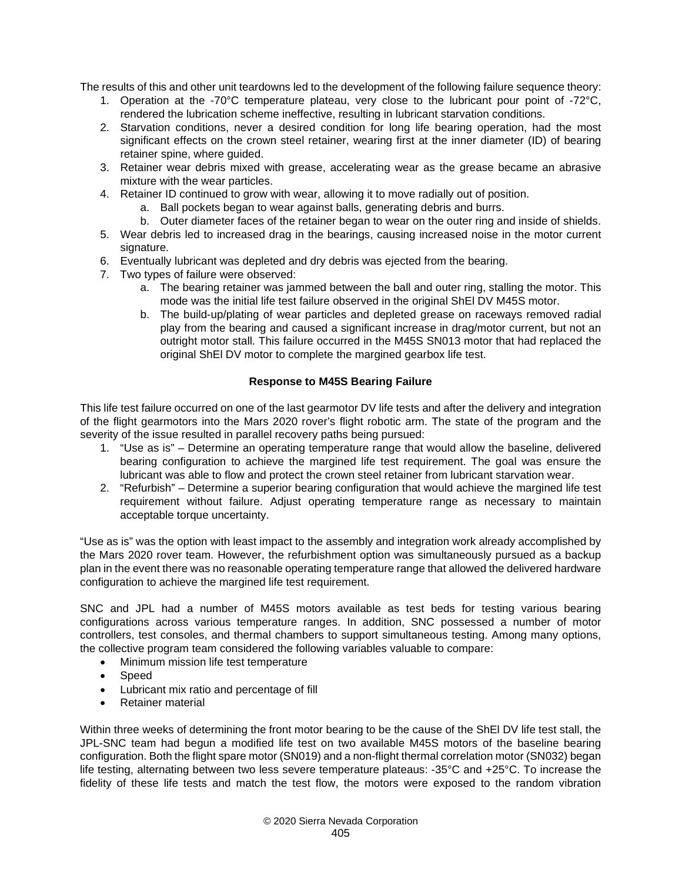The results of this and other unit teardowns led to the development of the following failure sequence theory:

1. Operation at the -70°C temperature plateau, very close to the lubricant pour point of -72°C, rendered the lubrication scheme ineffective, resulting in lubricant starvation conditions.
2. Starvation conditions, never a desired condition for long life bearing operation, had the most significant effects on the crown steel retainer, wearing first at the inner diameter (ID) of bearing retainer spine, where guided.
3. Retainer wear debris mixed with grease, accelerating wear as the grease became an abrasive mixture with the wear particles.
4. Retainer ID continued to grow with wear, allowing it to move radially out of position.
    a. Ball pockets began to wear against balls, generating debris and burrs.
    b. Outer diameter faces of the retainer began to wear on the outer ring and inside of shields.
5. Wear debris led to increased drag in the bearings, causing increased noise in the motor current signature.
6. Eventually lubricant was depleted and dry debris was ejected from the bearing.
7. Two types of failure were observed:
    a. The bearing retainer was jammed between the ball and outer ring, stalling the motor. This mode was the initial life test failure observed in the original ShEl DV M45S motor.
    b. The build-up/plating of wear particles and depleted grease on raceways removed radial play from the bearing and caused a significant increase in drag/motor current, but not an outright motor stall. This failure occurred in the M45S SN013 motor that had replaced the original ShEl DV motor to complete the margined gearbox life test.

**Response to M45S Bearing Failure**

This life test failure occurred on one of the last gearmotor DV life tests and after the delivery and integration of the flight gearmotors into the Mars 2020 rover's flight robotic arm. The state of the program and the severity of the issue resulted in parallel recovery paths being pursued:

1. "Use as is" – Determine an operating temperature range that would allow the baseline, delivered bearing configuration to achieve the margined life test requirement. The goal was ensure the lubricant was able to flow and protect the crown steel retainer from lubricant starvation wear.
2. "Refurbish" – Determine a superior bearing configuration that would achieve the margined life test requirement without failure. Adjust operating temperature range as necessary to maintain acceptable torque uncertainty.

"Use as is" was the option with least impact to the assembly and integration work already accomplished by the Mars 2020 rover team. However, the refurbishment option was simultaneously pursued as a backup plan in the event there was no reasonable operating temperature range that allowed the delivered hardware configuration to achieve the margined life test requirement.

SNC and JPL had a number of M45S motors available as test beds for testing various bearing configurations across various temperature ranges. In addition, SNC possessed a number of motor controllers, test consoles, and thermal chambers to support simultaneous testing. Among many options, the collective program team considered the following variables valuable to compare:

- Minimum mission life test temperature
- Speed
- Lubricant mix ratio and percentage of fill
- Retainer material

Within three weeks of determining the front motor bearing to be the cause of the ShEl DV life test stall, the JPL-SNC team had begun a modified life test on two available M45S motors of the baseline bearing configuration. Both the flight spare motor (SN019) and a non-flight thermal correlation motor (SN032) began life testing, alternating between two less severe temperature plateaus: -35°C and +25°C. To increase the fidelity of these life tests and match the test flow, the motors were exposed to the random vibration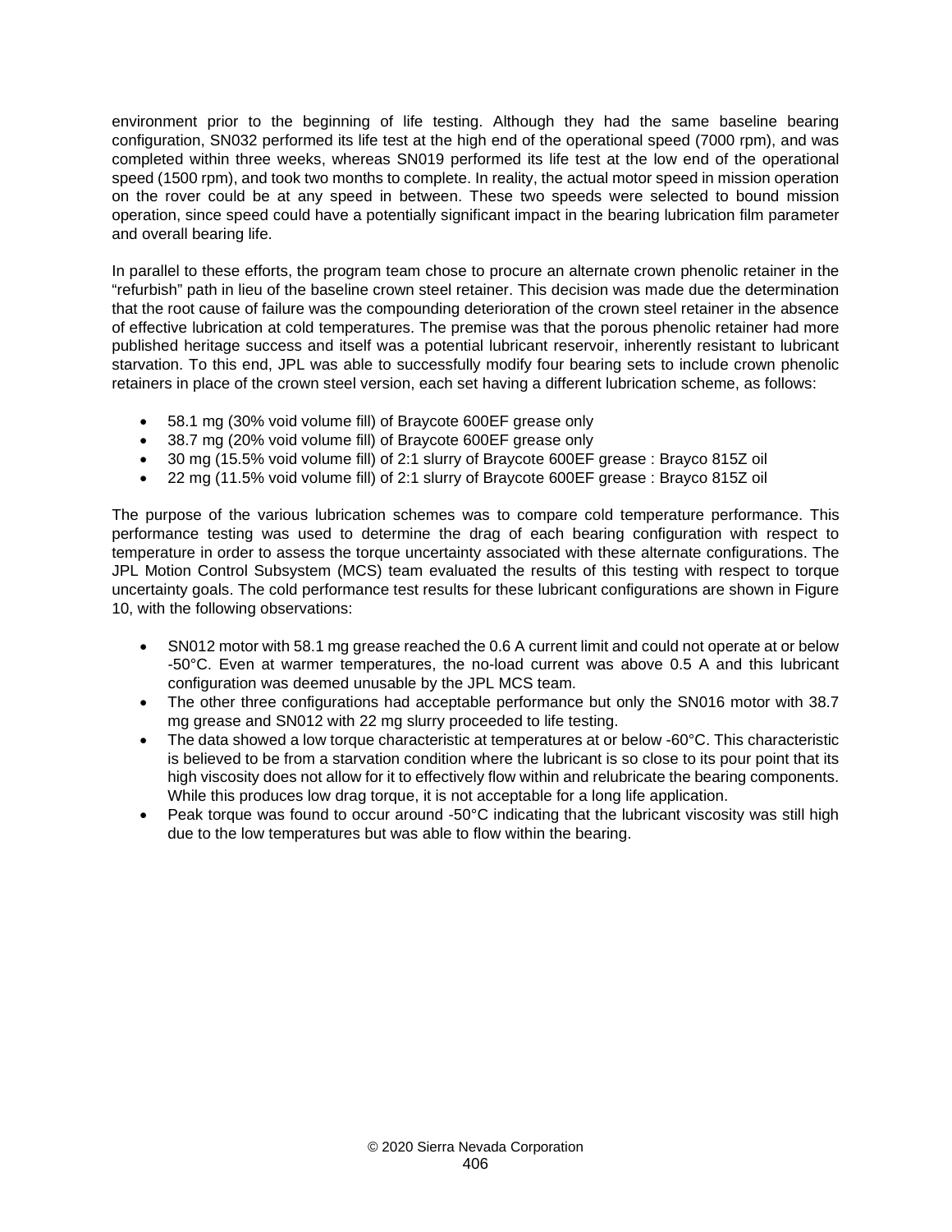environment prior to the beginning of life testing. Although they had the same baseline bearing configuration, SN032 performed its life test at the high end of the operational speed (7000 rpm), and was completed within three weeks, whereas SN019 performed its life test at the low end of the operational speed (1500 rpm), and took two months to complete. In reality, the actual motor speed in mission operation on the rover could be at any speed in between. These two speeds were selected to bound mission operation, since speed could have a potentially significant impact in the bearing lubrication film parameter and overall bearing life.

In parallel to these efforts, the program team chose to procure an alternate crown phenolic retainer in the "refurbish" path in lieu of the baseline crown steel retainer. This decision was made due the determination that the root cause of failure was the compounding deterioration of the crown steel retainer in the absence of effective lubrication at cold temperatures. The premise was that the porous phenolic retainer had more published heritage success and itself was a potential lubricant reservoir, inherently resistant to lubricant starvation. To this end, JPL was able to successfully modify four bearing sets to include crown phenolic retainers in place of the crown steel version, each set having a different lubrication scheme, as follows:

- 58.1 mg (30% void volume fill) of Braycote 600EF grease only
- 38.7 mg (20% void volume fill) of Braycote 600EF grease only
- 30 mg (15.5% void volume fill) of 2:1 slurry of Braycote 600EF grease : Brayco 815Z oil
- 22 mg (11.5% void volume fill) of 2:1 slurry of Braycote 600EF grease : Brayco 815Z oil

The purpose of the various lubrication schemes was to compare cold temperature performance. This performance testing was used to determine the drag of each bearing configuration with respect to temperature in order to assess the torque uncertainty associated with these alternate configurations. The JPL Motion Control Subsystem (MCS) team evaluated the results of this testing with respect to torque uncertainty goals. The cold performance test results for these lubricant configurations are shown in Figure 10, with the following observations:

- SN012 motor with 58.1 mg grease reached the 0.6 A current limit and could not operate at or below -50°C. Even at warmer temperatures, the no-load current was above 0.5 A and this lubricant configuration was deemed unusable by the JPL MCS team.
- The other three configurations had acceptable performance but only the SN016 motor with 38.7 mg grease and SN012 with 22 mg slurry proceeded to life testing.
- The data showed a low torque characteristic at temperatures at or below -60°C. This characteristic is believed to be from a starvation condition where the lubricant is so close to its pour point that its high viscosity does not allow for it to effectively flow within and relubricate the bearing components. While this produces low drag torque, it is not acceptable for a long life application.
- Peak torque was found to occur around -50°C indicating that the lubricant viscosity was still high due to the low temperatures but was able to flow within the bearing.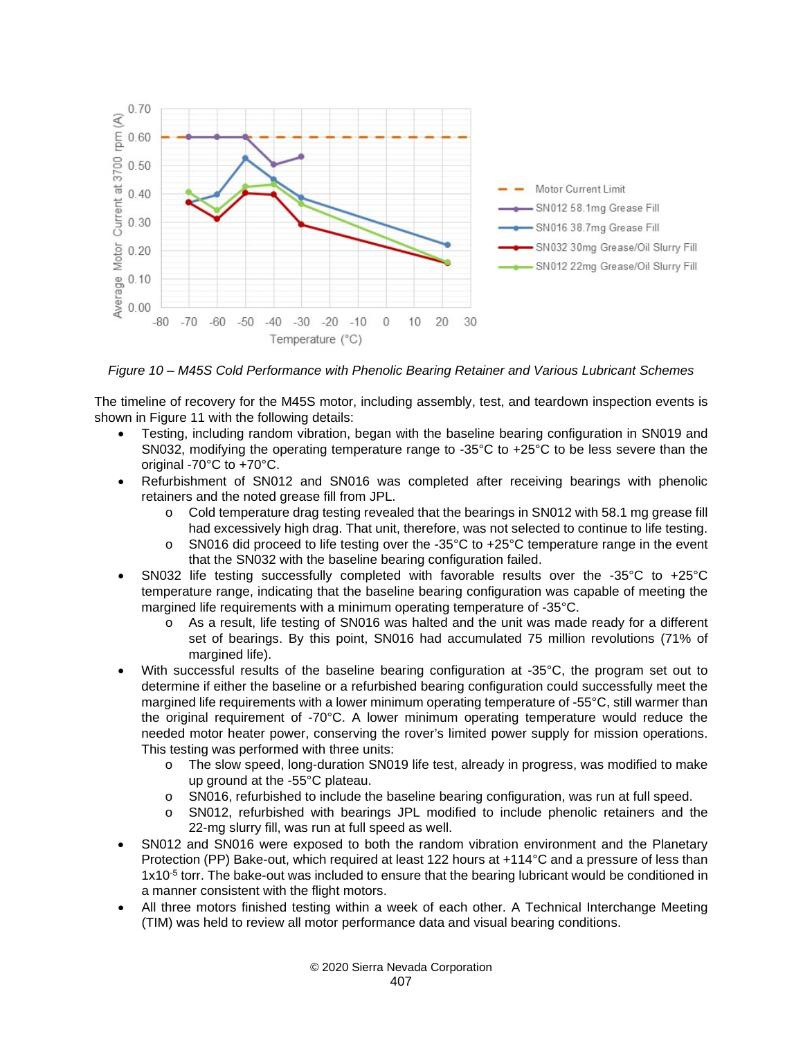*Figure 10 – M45S Cold Performance with Phenolic Bearing Retainer and Various Lubricant Schemes*

The timeline of recovery for the M45S motor, including assembly, test, and teardown inspection events is shown in Figure 11 with the following details:

- Testing, including random vibration, began with the baseline bearing configuration in SN019 and SN032, modifying the operating temperature range to -35°C to +25°C to be less severe than the original -70°C to +70°C.
- Refurbishment of SN012 and SN016 was completed after receiving bearings with phenolic retainers and the noted grease fill from JPL.
    - Cold temperature drag testing revealed that the bearings in SN012 with 58.1 mg grease fill had excessively high drag. That unit, therefore, was not selected to continue to life testing.
    - SN016 did proceed to life testing over the -35°C to +25°C temperature range in the event that the SN032 with the baseline bearing configuration failed.
- SN032 life testing successfully completed with favorable results over the -35°C to +25°C temperature range, indicating that the baseline bearing configuration was capable of meeting the margined life requirements with a minimum operating temperature of -35°C.
    - As a result, life testing of SN016 was halted and the unit was made ready for a different set of bearings. By this point, SN016 had accumulated 75 million revolutions (71% of margined life).
- With successful results of the baseline bearing configuration at -35°C, the program set out to determine if either the baseline or a refurbished bearing configuration could successfully meet the margined life requirements with a lower minimum operating temperature of -55°C, still warmer than the original requirement of -70°C. A lower minimum operating temperature would reduce the needed motor heater power, conserving the rover's limited power supply for mission operations. This testing was performed with three units:
    - The slow speed, long-duration SN019 life test, already in progress, was modified to make up ground at the -55°C plateau.
    - SN016, refurbished to include the baseline bearing configuration, was run at full speed.
    - SN012, refurbished with bearings JPL modified to include phenolic retainers and the 22-mg slurry fill, was run at full speed as well.
- SN012 and SN016 were exposed to both the random vibration environment and the Planetary Protection (PP) Bake-out, which required at least 122 hours at +114°C and a pressure of less than $1 \times 10^{-5}$ torr. The bake-out was included to ensure that the bearing lubricant would be conditioned in a manner consistent with the flight motors.
- All three motors finished testing within a week of each other. A Technical Interchange Meeting (TIM) was held to review all motor performance data and visual bearing conditions.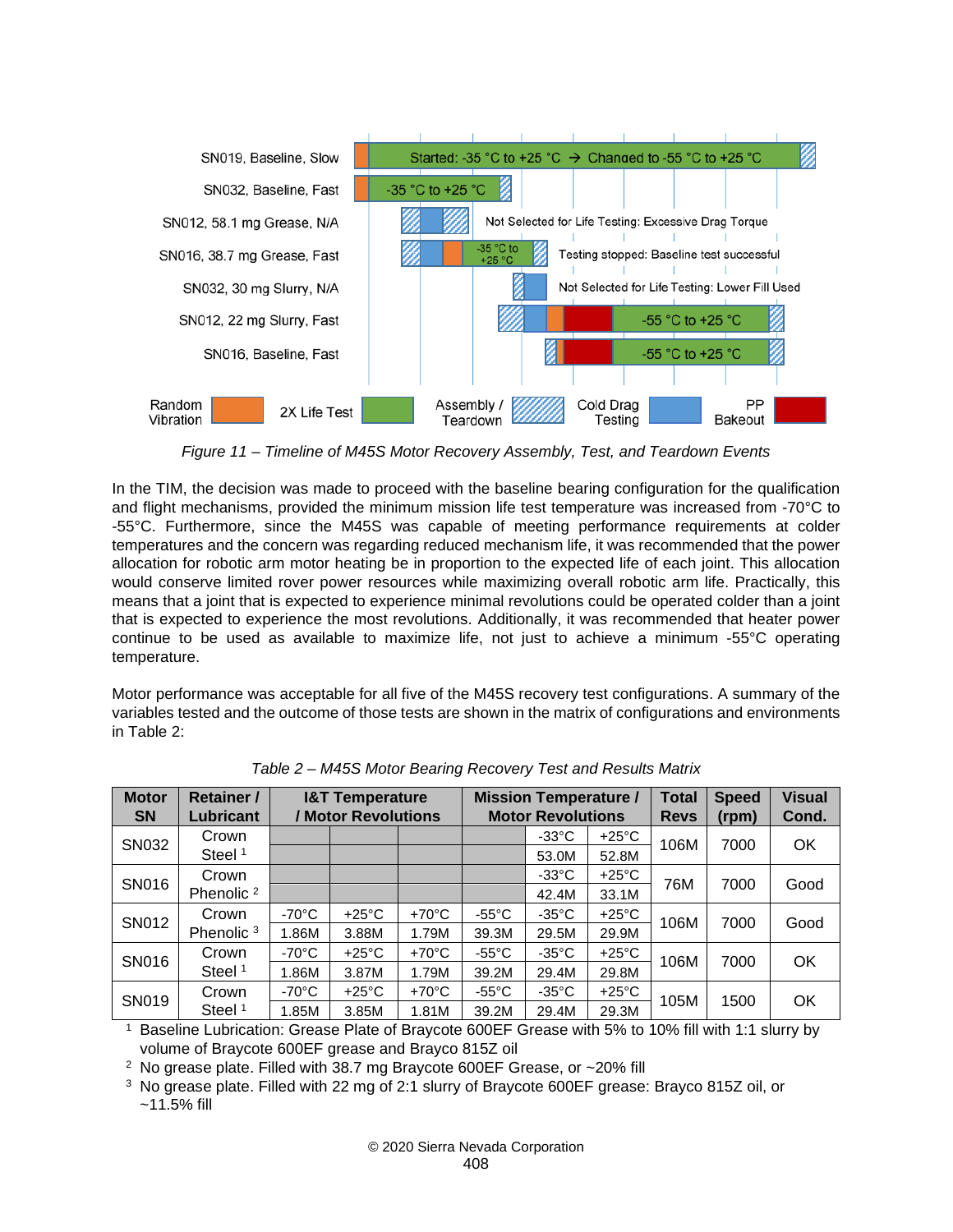*Figure 11 – Timeline of M45S Motor Recovery Assembly, Test, and Teardown Events*

In the TIM, the decision was made to proceed with the baseline bearing configuration for the qualification and flight mechanisms, provided the minimum mission life test temperature was increased from -70°C to -55°C. Furthermore, since the M45S was capable of meeting performance requirements at colder temperatures and the concern was regarding reduced mechanism life, it was recommended that the power allocation for robotic arm motor heating be in proportion to the expected life of each joint. This allocation would conserve limited rover power resources while maximizing overall robotic arm life. Practically, this means that a joint that is expected to experience minimal revolutions could be operated colder than a joint that is expected to experience the most revolutions. Additionally, it was recommended that heater power continue to be used as available to maximize life, not just to achieve a minimum -55°C operating temperature.

Motor performance was acceptable for all five of the M45S recovery test configurations. A summary of the variables tested and the outcome of those tests are shown in the matrix of configurations and environments in Table 2:

*Table 2 – M45S Motor Bearing Recovery Test and Results Matrix*

| Motor SN | Retainer / Lubricant | I&T Temperature / Motor Revolutions | | | Mission Temperature / Motor Revolutions | | | Total Revs | Speed (rpm) | Visual Cond. |
|---|---|---|---|---|---|---|---|---|---|---|
| SN032 | Crown Steel [1] | | | | | -33°C | +25°C | 106M | 7000 | OK |
| | | | | | | 53.0M | 52.8M | | | |
| SN016 | Crown Phenolic [2] | | | | | -33°C | +25°C | 76M | 7000 | Good |
| | | | | | | 42.4M | 33.1M | | | |
| SN012 | Crown Phenolic [3] | -70°C | +25°C | +70°C | -55°C | -35°C | +25°C | 106M | 7000 | Good |
| | | 1.86M | 3.88M | 1.79M | 39.3M | 29.5M | 29.9M | | | |
| SN016 | Crown Steel [1] | -70°C | +25°C | +70°C | -55°C | -35°C | +25°C | 106M | 7000 | OK |
| | | 1.86M | 3.87M | 1.79M | 39.2M | 29.4M | 29.8M | | | |
| SN019 | Crown Steel [1] | -70°C | +25°C | +70°C | -55°C | -35°C | +25°C | 105M | 1500 | OK |
| | | 1.85M | 3.85M | 1.81M | 39.2M | 29.4M | 29.3M | | | |

[1] Baseline Lubrication: Grease Plate of Braycote 600EF Grease with 5% to 10% fill with 1:1 slurry by volume of Braycote 600EF grease and Brayco 815Z oil

[2] No grease plate. Filled with 38.7 mg Braycote 600EF Grease, or ~20% fill

[3] No grease plate. Filled with 22 mg of 2:1 slurry of Braycote 600EF grease: Brayco 815Z oil, or ~11.5% fill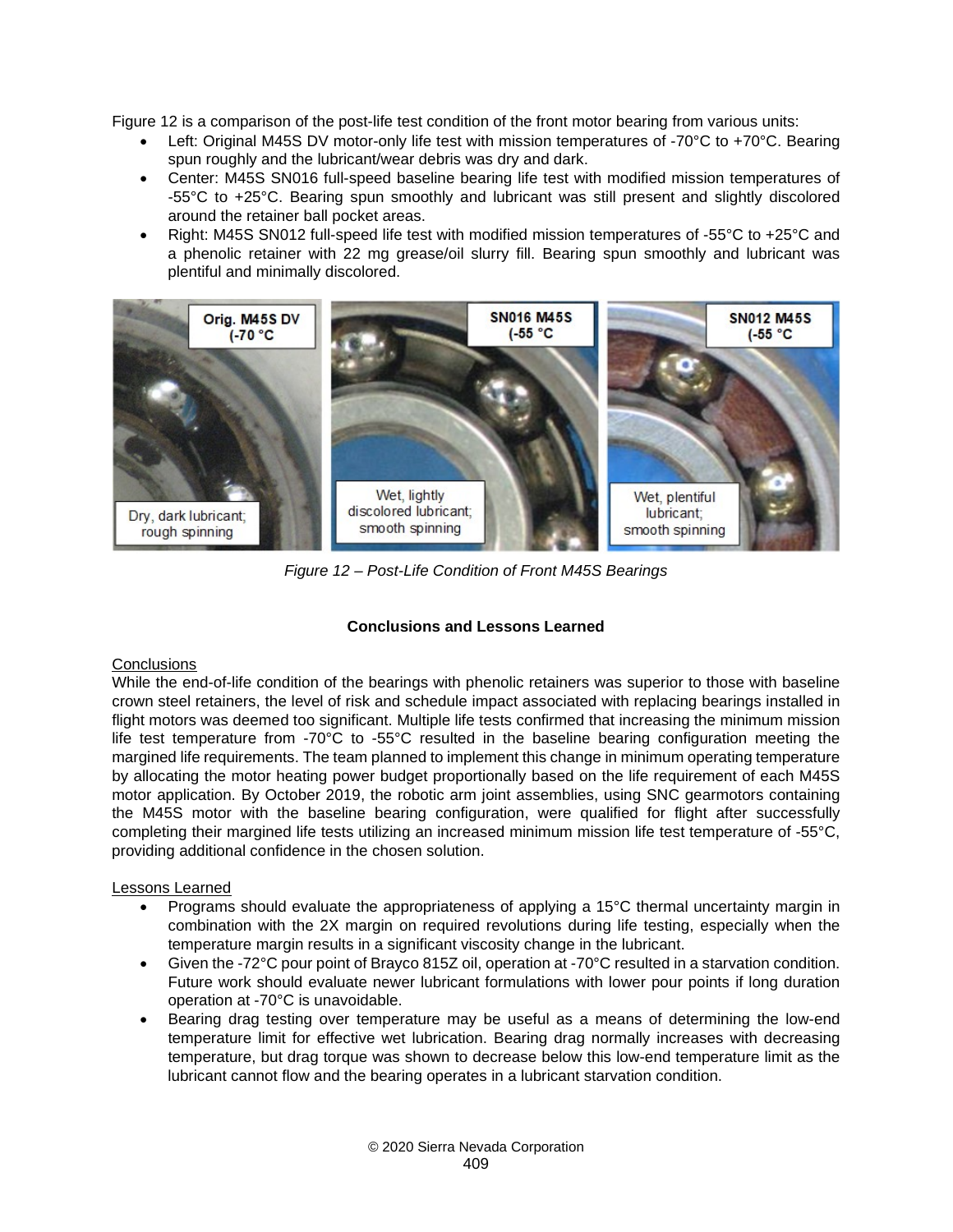Figure 12 is a comparison of the post-life test condition of the front motor bearing from various units:

- Left: Original M45S DV motor-only life test with mission temperatures of -70°C to +70°C. Bearing spun roughly and the lubricant/wear debris was dry and dark.
- Center: M45S SN016 full-speed baseline bearing life test with modified mission temperatures of -55°C to +25°C. Bearing spun smoothly and lubricant was still present and slightly discolored around the retainer ball pocket areas.
- Right: M45S SN012 full-speed life test with modified mission temperatures of -55°C to +25°C and a phenolic retainer with 22 mg grease/oil slurry fill. Bearing spun smoothly and lubricant was plentiful and minimally discolored.

*Figure 12 – Post-Life Condition of Front M45S Bearings*

## Conclusions and Lessons Learned

### Conclusions

While the end-of-life condition of the bearings with phenolic retainers was superior to those with baseline crown steel retainers, the level of risk and schedule impact associated with replacing bearings installed in flight motors was deemed too significant. Multiple life tests confirmed that increasing the minimum mission life test temperature from -70°C to -55°C resulted in the baseline bearing configuration meeting the margined life requirements. The team planned to implement this change in minimum operating temperature by allocating the motor heating power budget proportionally based on the life requirement of each M45S motor application. By October 2019, the robotic arm joint assemblies, using SNC gearmotors containing the M45S motor with the baseline bearing configuration, were qualified for flight after successfully completing their margined life tests utilizing an increased minimum mission life test temperature of -55°C, providing additional confidence in the chosen solution.

### Lessons Learned

- Programs should evaluate the appropriateness of applying a 15°C thermal uncertainty margin in combination with the 2X margin on required revolutions during life testing, especially when the temperature margin results in a significant viscosity change in the lubricant.
- Given the -72°C pour point of Brayco 815Z oil, operation at -70°C resulted in a starvation condition. Future work should evaluate newer lubricant formulations with lower pour points if long duration operation at -70°C is unavoidable.
- Bearing drag testing over temperature may be useful as a means of determining the low-end temperature limit for effective wet lubrication. Bearing drag normally increases with decreasing temperature, but drag torque was shown to decrease below this low-end temperature limit as the lubricant cannot flow and the bearing operates in a lubricant starvation condition.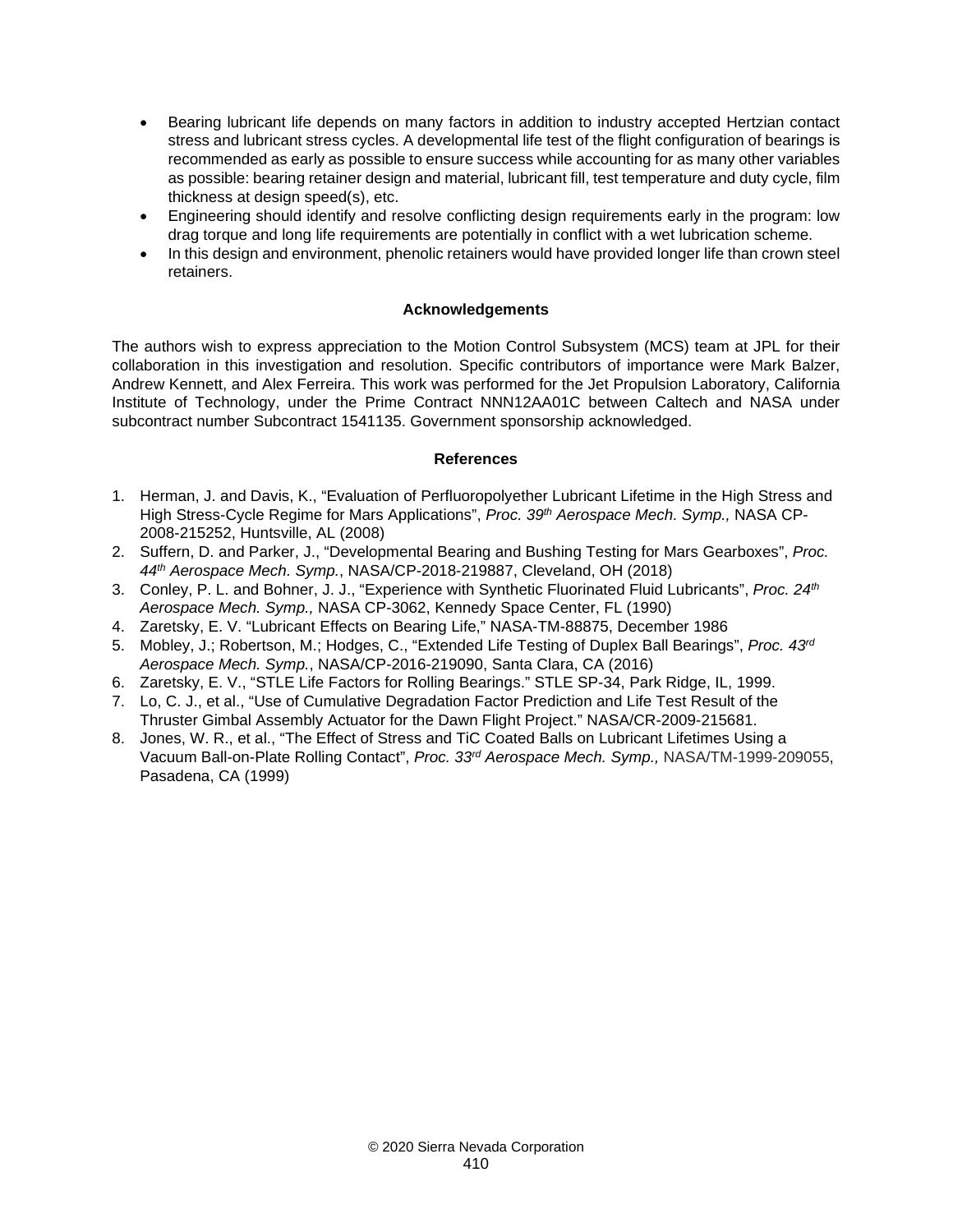- Bearing lubricant life depends on many factors in addition to industry accepted Hertzian contact stress and lubricant stress cycles. A developmental life test of the flight configuration of bearings is recommended as early as possible to ensure success while accounting for as many other variables as possible: bearing retainer design and material, lubricant fill, test temperature and duty cycle, film thickness at design speed(s), etc.
- Engineering should identify and resolve conflicting design requirements early in the program: low drag torque and long life requirements are potentially in conflict with a wet lubrication scheme.
- In this design and environment, phenolic retainers would have provided longer life than crown steel retainers.

### Acknowledgements

The authors wish to express appreciation to the Motion Control Subsystem (MCS) team at JPL for their collaboration in this investigation and resolution. Specific contributors of importance were Mark Balzer, Andrew Kennett, and Alex Ferreira. This work was performed for the Jet Propulsion Laboratory, California Institute of Technology, under the Prime Contract NNN12AA01C between Caltech and NASA under subcontract number Subcontract 1541135. Government sponsorship acknowledged.

### References

1. Herman, J. and Davis, K., "Evaluation of Perfluoropolyether Lubricant Lifetime in the High Stress and High Stress-Cycle Regime for Mars Applications", *Proc. 39th Aerospace Mech. Symp.,* NASA CP-2008-215252, Huntsville, AL (2008)
2. Suffern, D. and Parker, J., "Developmental Bearing and Bushing Testing for Mars Gearboxes", *Proc. 44th Aerospace Mech. Symp.*, NASA/CP-2018-219887, Cleveland, OH (2018)
3. Conley, P. L. and Bohner, J. J., "Experience with Synthetic Fluorinated Fluid Lubricants", *Proc. 24th Aerospace Mech. Symp.,* NASA CP-3062, Kennedy Space Center, FL (1990)
4. Zaretsky, E. V. "Lubricant Effects on Bearing Life," NASA-TM-88875, December 1986
5. Mobley, J.; Robertson, M.; Hodges, C., "Extended Life Testing of Duplex Ball Bearings", *Proc. 43rd Aerospace Mech. Symp.*, NASA/CP-2016-219090, Santa Clara, CA (2016)
6. Zaretsky, E. V., "STLE Life Factors for Rolling Bearings." STLE SP-34, Park Ridge, IL, 1999.
7. Lo, C. J., et al., "Use of Cumulative Degradation Factor Prediction and Life Test Result of the Thruster Gimbal Assembly Actuator for the Dawn Flight Project." NASA/CR-2009-215681.
8. Jones, W. R., et al., "The Effect of Stress and TiC Coated Balls on Lubricant Lifetimes Using a Vacuum Ball-on-Plate Rolling Contact", *Proc. 33rd Aerospace Mech. Symp.,* NASA/TM-1999-209055, Pasadena, CA (1999)